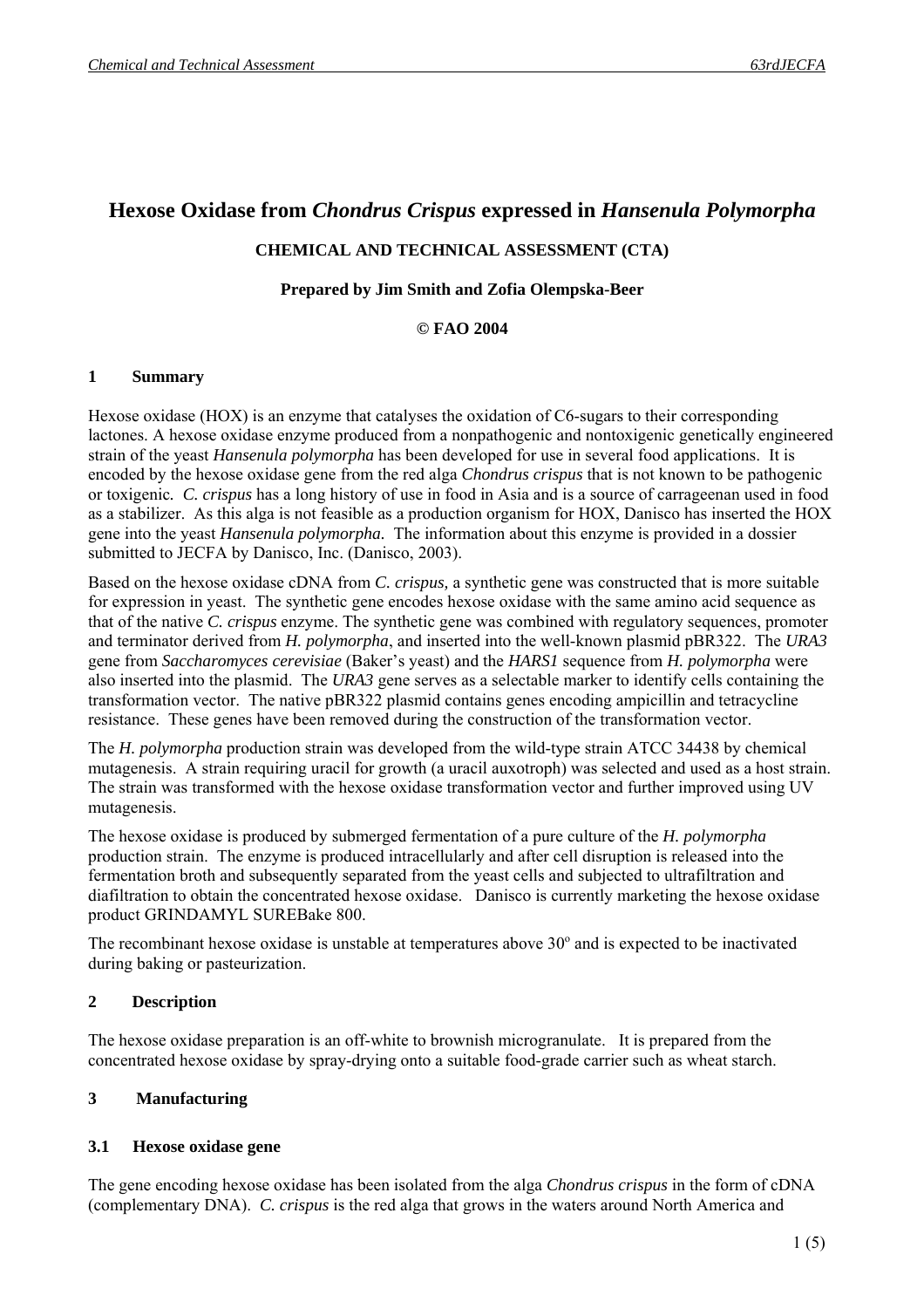# Hexose Oxidase from *Chondrus Crispus* expressed in *Hansenula Polymorpha*

**CHEMICAL AND TECHNICAL ASSESSMENT (CTA)**

**Prepared by Jim Smith and Zofia Olempska-Beer**

**© FAO 2004**

## 1 Summary

Hexose oxidase (HOX) is an enzyme that catalyses the oxidation of C6-sugars to their corresponding lactones. A hexose oxidase enzyme produced from a nonpathogenic and nontoxigenic genetically engineered strain of the yeast *Hansenula polymorpha* has been developed for use in several food applications. It is encoded by the hexose oxidase gene from the red alga *Chondrus crispus* that is not known to be pathogenic or toxigenic. *C. crispus* has a long history of use in food in Asia and is a source of carrageenan used in food as a stabilizer. As this alga is not feasible as a production organism for HOX, Danisco has inserted the HOX gene into the yeast *Hansenula polymorpha.* The information about this enzyme is provided in a dossier submitted to JECFA by Danisco, Inc. (Danisco, 2003).

Based on the hexose oxidase cDNA from *C. crispus,* a synthetic gene was constructed that is more suitable for expression in yeast. The synthetic gene encodes hexose oxidase with the same amino acid sequence as that of the native *C. crispus* enzyme. The synthetic gene was combined with regulatory sequences, promoter and terminator derived from *H. polymorpha*, and inserted into the well-known plasmid pBR322. The *URA3* gene from *Saccharomyces cerevisiae* (Baker's yeast) and the *HARS1* sequence from *H. polymorpha* were also inserted into the plasmid. The *URA3* gene serves as a selectable marker to identify cells containing the transformation vector. The native pBR322 plasmid contains genes encoding ampicillin and tetracycline resistance. These genes have been removed during the construction of the transformation vector.

The *H. polymorpha* production strain was developed from the wild-type strain ATCC 34438 by chemical mutagenesis. A strain requiring uracil for growth (a uracil auxotroph) was selected and used as a host strain. The strain was transformed with the hexose oxidase transformation vector and further improved using UV mutagenesis.

The hexose oxidase is produced by submerged fermentation of a pure culture of the *H. polymorpha* production strain. The enzyme is produced intracellularly and after cell disruption is released into the fermentation broth and subsequently separated from the yeast cells and subjected to ultrafiltration and diafiltration to obtain the concentrated hexose oxidase. Danisco is currently marketing the hexose oxidase product GRINDAMYL SUREBake 800.

The recombinant hexose oxidase is unstable at temperatures above $30^{o}$ and is expected to be inactivated during baking or pasteurization.

## 2 Description

The hexose oxidase preparation is an off-white to brownish microgranulate. It is prepared from the concentrated hexose oxidase by spray-drying onto a suitable food-grade carrier such as wheat starch.

## 3 Manufacturing

### 3.1 Hexose oxidase gene

The gene encoding hexose oxidase has been isolated from the alga *Chondrus crispus* in the form of cDNA (complementary DNA). *C. crispus* is the red alga that grows in the waters around North America and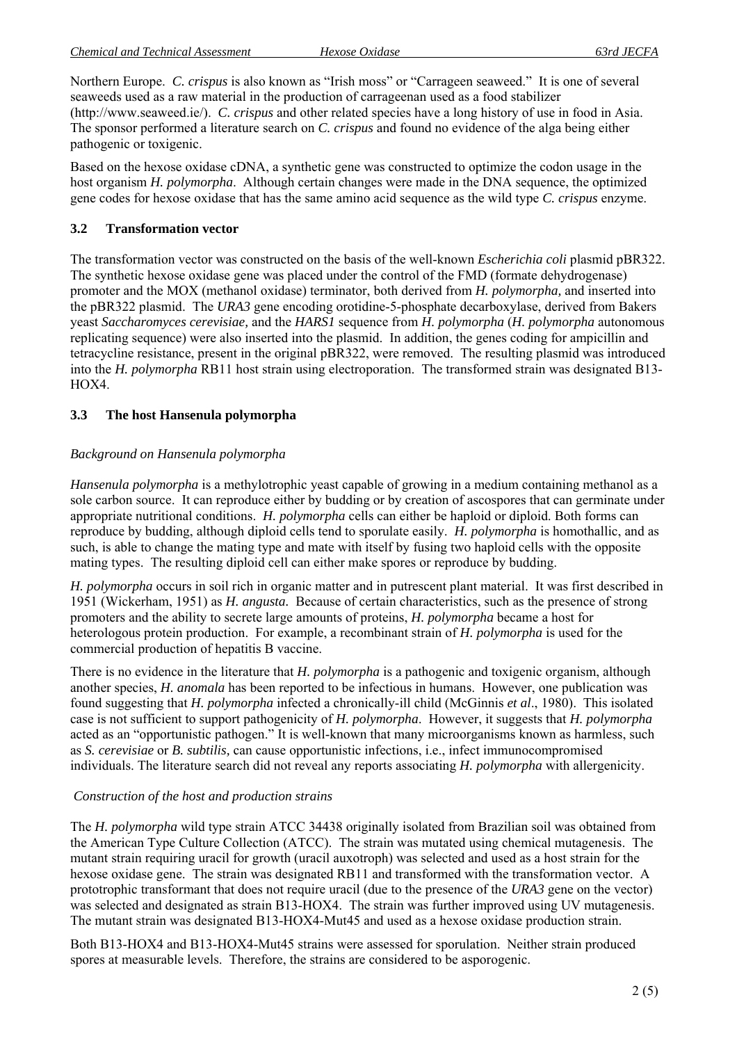Northern Europe. *C. crispus* is also known as "Irish moss" or "Carrageen seaweed." It is one of several seaweeds used as a raw material in the production of carrageenan used as a food stabilizer (http://www.seaweed.ie/). *C. crispus* and other related species have a long history of use in food in Asia. The sponsor performed a literature search on *C. crispus* and found no evidence of the alga being either pathogenic or toxigenic.

Based on the hexose oxidase cDNA, a synthetic gene was constructed to optimize the codon usage in the host organism *H. polymorpha*. Although certain changes were made in the DNA sequence, the optimized gene codes for hexose oxidase that has the same amino acid sequence as the wild type *C. crispus* enzyme.

### 3.2 Transformation vector

The transformation vector was constructed on the basis of the well-known *Escherichia coli* plasmid pBR322. The synthetic hexose oxidase gene was placed under the control of the FMD (formate dehydrogenase) promoter and the MOX (methanol oxidase) terminator, both derived from *H. polymorpha,* and inserted into the pBR322 plasmid. The *URA3* gene encoding orotidine-5-phosphate decarboxylase, derived from Bakers yeast *Saccharomyces cerevisiae,* and the *HARS1* sequence from *H. polymorpha* (*H. polymorpha* autonomous replicating sequence) were also inserted into the plasmid. In addition, the genes coding for ampicillin and tetracycline resistance, present in the original pBR322, were removed. The resulting plasmid was introduced into the *H. polymorpha* RB11 host strain using electroporation. The transformed strain was designated B13-HOX4.

### 3.3 The host Hansenula polymorpha

*Background on Hansenula polymorpha*

*Hansenula polymorpha* is a methylotrophic yeast capable of growing in a medium containing methanol as a sole carbon source. It can reproduce either by budding or by creation of ascospores that can germinate under appropriate nutritional conditions. *H. polymorpha* cells can either be haploid or diploid. Both forms can reproduce by budding, although diploid cells tend to sporulate easily. *H. polymorpha* is homothallic, and as such, is able to change the mating type and mate with itself by fusing two haploid cells with the opposite mating types. The resulting diploid cell can either make spores or reproduce by budding.

*H. polymorpha* occurs in soil rich in organic matter and in putrescent plant material. It was first described in 1951 (Wickerham, 1951) as *H. angusta.* Because of certain characteristics, such as the presence of strong promoters and the ability to secrete large amounts of proteins, *H. polymorpha* became a host for heterologous protein production. For example, a recombinant strain of *H. polymorpha* is used for the commercial production of hepatitis B vaccine.

There is no evidence in the literature that *H. polymorpha* is a pathogenic and toxigenic organism, although another species, *H. anomala* has been reported to be infectious in humans. However, one publication was found suggesting that *H. polymorpha* infected a chronically-ill child (McGinnis *et al*., 1980). This isolated case is not sufficient to support pathogenicity of *H. polymorpha*. However, it suggests that *H. polymorpha* acted as an "opportunistic pathogen." It is well-known that many microorganisms known as harmless, such as *S. cerevisiae* or *B. subtilis,* can cause opportunistic infections, i.e., infect immunocompromised individuals. The literature search did not reveal any reports associating *H. polymorpha* with allergenicity.

*Construction of the host and production strains*

The *H. polymorpha* wild type strain ATCC 34438 originally isolated from Brazilian soil was obtained from the American Type Culture Collection (ATCC). The strain was mutated using chemical mutagenesis. The mutant strain requiring uracil for growth (uracil auxotroph) was selected and used as a host strain for the hexose oxidase gene. The strain was designated RB11 and transformed with the transformation vector. A prototrophic transformant that does not require uracil (due to the presence of the *URA3* gene on the vector) was selected and designated as strain B13-HOX4. The strain was further improved using UV mutagenesis. The mutant strain was designated B13-HOX4-Mut45 and used as a hexose oxidase production strain.

Both B13-HOX4 and B13-HOX4-Mut45 strains were assessed for sporulation. Neither strain produced spores at measurable levels. Therefore, the strains are considered to be asporogenic.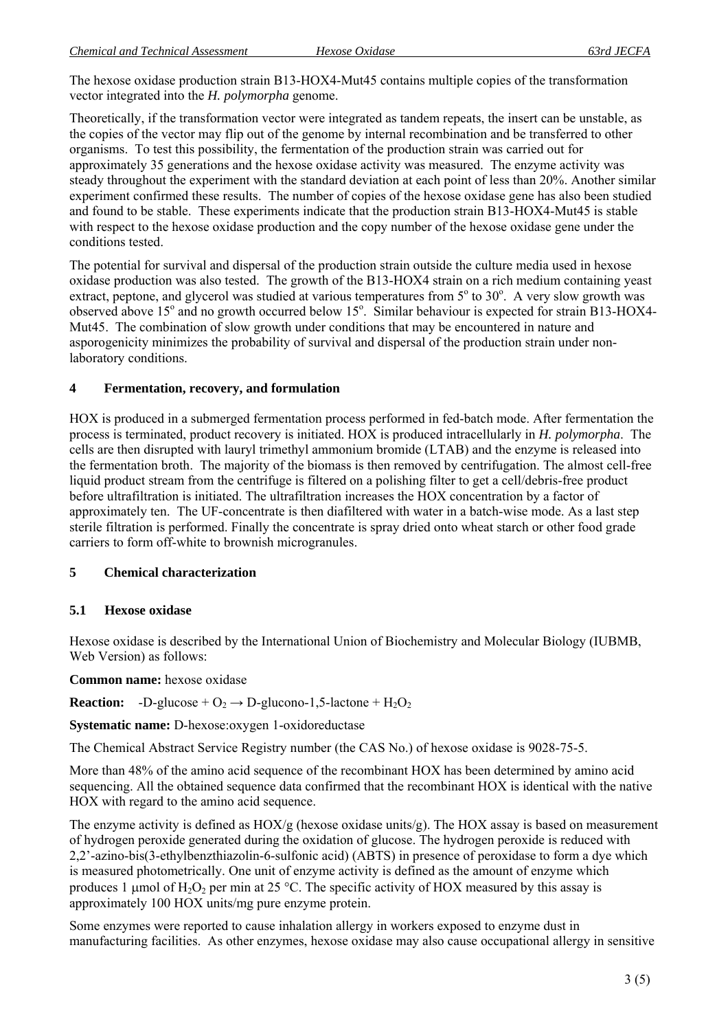The hexose oxidase production strain B13-HOX4-Mut45 contains multiple copies of the transformation vector integrated into the *H. polymorpha* genome.

Theoretically, if the transformation vector were integrated as tandem repeats, the insert can be unstable, as the copies of the vector may flip out of the genome by internal recombination and be transferred to other organisms. To test this possibility, the fermentation of the production strain was carried out for approximately 35 generations and the hexose oxidase activity was measured. The enzyme activity was steady throughout the experiment with the standard deviation at each point of less than 20%. Another similar experiment confirmed these results. The number of copies of the hexose oxidase gene has also been studied and found to be stable. These experiments indicate that the production strain B13-HOX4-Mut45 is stable with respect to the hexose oxidase production and the copy number of the hexose oxidase gene under the conditions tested.

The potential for survival and dispersal of the production strain outside the culture media used in hexose oxidase production was also tested. The growth of the B13-HOX4 strain on a rich medium containing yeast extract, peptone, and glycerol was studied at various temperatures from $5^o$ to $30^o$. A very slow growth was observed above $15^o$ and no growth occurred below $15^o$. Similar behaviour is expected for strain B13-HOX4-Mut45. The combination of slow growth under conditions that may be encountered in nature and asporogenicity minimizes the probability of survival and dispersal of the production strain under non-laboratory conditions.

## 4 Fermentation, recovery, and formulation

HOX is produced in a submerged fermentation process performed in fed-batch mode. After fermentation the process is terminated, product recovery is initiated. HOX is produced intracellularly in *H. polymorpha*. The cells are then disrupted with lauryl trimethyl ammonium bromide (LTAB) and the enzyme is released into the fermentation broth. The majority of the biomass is then removed by centrifugation. The almost cell-free liquid product stream from the centrifuge is filtered on a polishing filter to get a cell/debris-free product before ultrafiltration is initiated. The ultrafiltration increases the HOX concentration by a factor of approximately ten. The UF-concentrate is then diafiltered with water in a batch-wise mode. As a last step sterile filtration is performed. Finally the concentrate is spray dried onto wheat starch or other food grade carriers to form off-white to brownish microgranules.

## 5 Chemical characterization

### 5.1 Hexose oxidase

Hexose oxidase is described by the International Union of Biochemistry and Molecular Biology (IUBMB, Web Version) as follows:

**Common name:** hexose oxidase

**Reaction:** -D-glucose + $O_2 \rightarrow$ D-glucono-1,5-lactone + $H_2O_2$

**Systematic name:** D-hexose:oxygen 1-oxidoreductase

The Chemical Abstract Service Registry number (the CAS No.) of hexose oxidase is 9028-75-5.

More than 48% of the amino acid sequence of the recombinant HOX has been determined by amino acid sequencing. All the obtained sequence data confirmed that the recombinant HOX is identical with the native HOX with regard to the amino acid sequence.

The enzyme activity is defined as HOX/g (hexose oxidase units/g). The HOX assay is based on measurement of hydrogen peroxide generated during the oxidation of glucose. The hydrogen peroxide is reduced with 2,2'-azino-bis(3-ethylbenzthiazolin-6-sulfonic acid) (ABTS) in presence of peroxidase to form a dye which is measured photometrically. One unit of enzyme activity is defined as the amount of enzyme which produces 1 μmol of $H_2O_2$ per min at 25 °C. The specific activity of HOX measured by this assay is approximately 100 HOX units/mg pure enzyme protein.

Some enzymes were reported to cause inhalation allergy in workers exposed to enzyme dust in manufacturing facilities. As other enzymes, hexose oxidase may also cause occupational allergy in sensitive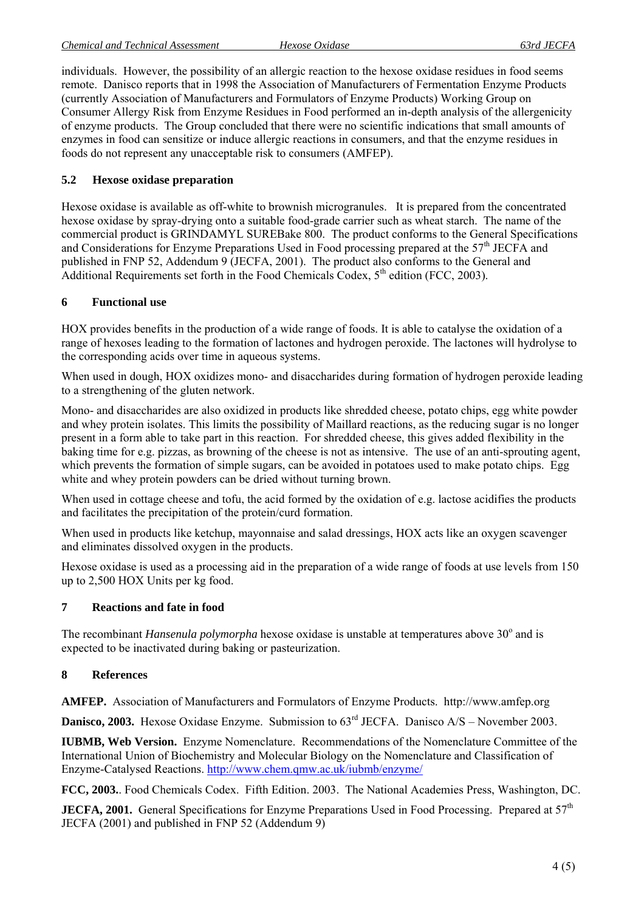individuals. However, the possibility of an allergic reaction to the hexose oxidase residues in food seems remote. Danisco reports that in 1998 the Association of Manufacturers of Fermentation Enzyme Products (currently Association of Manufacturers and Formulators of Enzyme Products) Working Group on Consumer Allergy Risk from Enzyme Residues in Food performed an in-depth analysis of the allergenicity of enzyme products. The Group concluded that there were no scientific indications that small amounts of enzymes in food can sensitize or induce allergic reactions in consumers, and that the enzyme residues in foods do not represent any unacceptable risk to consumers (AMFEP).

## 5.2 Hexose oxidase preparation

Hexose oxidase is available as off-white to brownish microgranules. It is prepared from the concentrated hexose oxidase by spray-drying onto a suitable food-grade carrier such as wheat starch. The name of the commercial product is GRINDAMYL SUREBake 800. The product conforms to the General Specifications and Considerations for Enzyme Preparations Used in Food processing prepared at the 57th JECFA and published in FNP 52, Addendum 9 (JECFA, 2001). The product also conforms to the General and Additional Requirements set forth in the Food Chemicals Codex, 5th edition (FCC, 2003).

# 6 Functional use

HOX provides benefits in the production of a wide range of foods. It is able to catalyse the oxidation of a range of hexoses leading to the formation of lactones and hydrogen peroxide. The lactones will hydrolyse to the corresponding acids over time in aqueous systems.

When used in dough, HOX oxidizes mono- and disaccharides during formation of hydrogen peroxide leading to a strengthening of the gluten network.

Mono- and disaccharides are also oxidized in products like shredded cheese, potato chips, egg white powder and whey protein isolates. This limits the possibility of Maillard reactions, as the reducing sugar is no longer present in a form able to take part in this reaction. For shredded cheese, this gives added flexibility in the baking time for e.g. pizzas, as browning of the cheese is not as intensive. The use of an anti-sprouting agent, which prevents the formation of simple sugars, can be avoided in potatoes used to make potato chips. Egg white and whey protein powders can be dried without turning brown.

When used in cottage cheese and tofu, the acid formed by the oxidation of e.g. lactose acidifies the products and facilitates the precipitation of the protein/curd formation.

When used in products like ketchup, mayonnaise and salad dressings, HOX acts like an oxygen scavenger and eliminates dissolved oxygen in the products.

Hexose oxidase is used as a processing aid in the preparation of a wide range of foods at use levels from 150 up to 2,500 HOX Units per kg food.

# 7 Reactions and fate in food

The recombinant *Hansenula polymorpha* hexose oxidase is unstable at temperatures above 30$^{o}$ and is expected to be inactivated during baking or pasteurization.

# 8 References

**AMFEP.** Association of Manufacturers and Formulators of Enzyme Products. http://www.amfep.org

**Danisco, 2003.** Hexose Oxidase Enzyme. Submission to 63rd JECFA. Danisco A/S – November 2003.

**IUBMB, Web Version.** Enzyme Nomenclature. Recommendations of the Nomenclature Committee of the International Union of Biochemistry and Molecular Biology on the Nomenclature and Classification of Enzyme-Catalysed Reactions. http://www.chem.qmw.ac.uk/iubmb/enzyme/

**FCC, 2003.**. Food Chemicals Codex. Fifth Edition. 2003. The National Academies Press, Washington, DC.

**JECFA, 2001.** General Specifications for Enzyme Preparations Used in Food Processing. Prepared at 57th JECFA (2001) and published in FNP 52 (Addendum 9)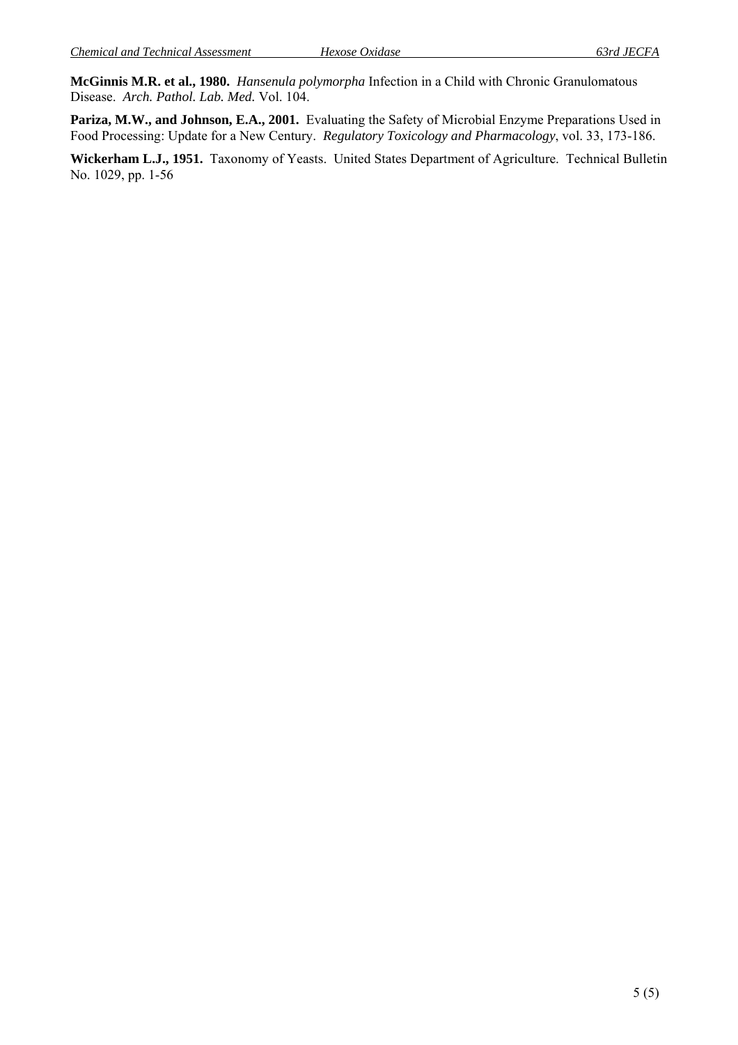**McGinnis M.R. et al., 1980.** *Hansenula polymorpha* Infection in a Child with Chronic Granulomatous Disease. *Arch. Pathol. Lab. Med.* Vol. 104.

**Pariza, M.W., and Johnson, E.A., 2001.** Evaluating the Safety of Microbial Enzyme Preparations Used in Food Processing: Update for a New Century. *Regulatory Toxicology and Pharmacology*, vol. 33, 173-186.

**Wickerham L.J., 1951.** Taxonomy of Yeasts. United States Department of Agriculture. Technical Bulletin No. 1029, pp. 1-56